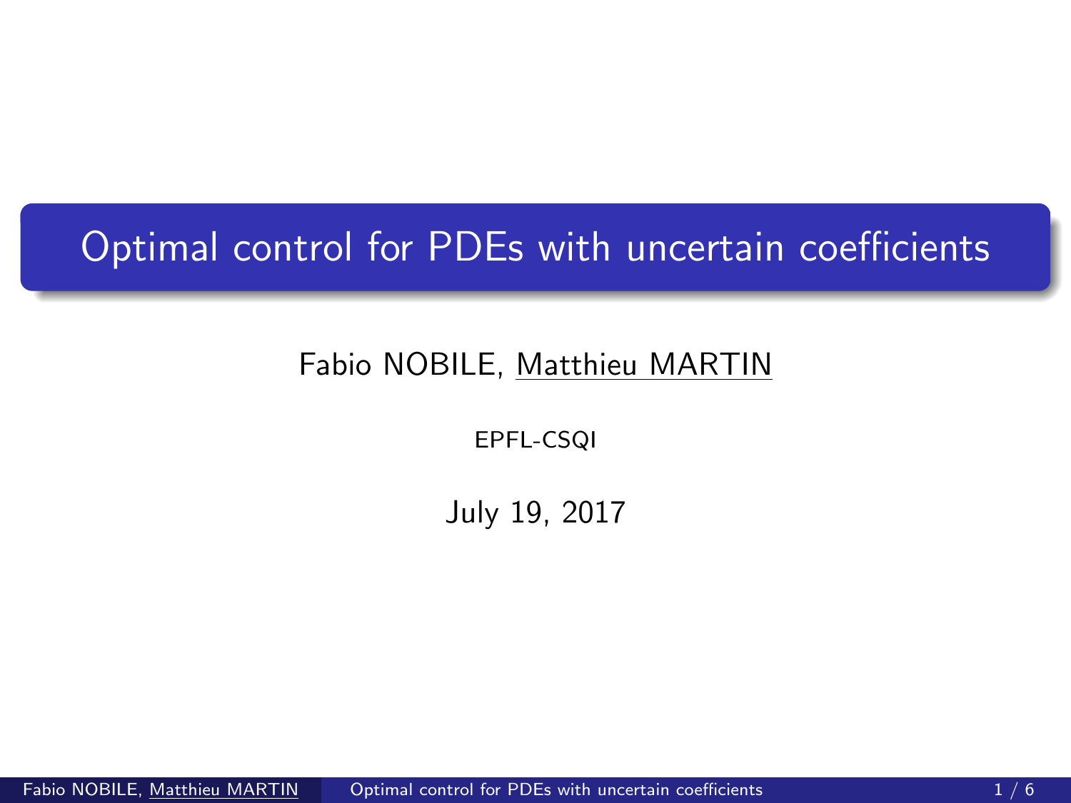# Optimal control for PDEs with uncertain coefficients

Fabio NOBILE, Matthieu MARTIN

EPFL-CSQI

July 19, 2017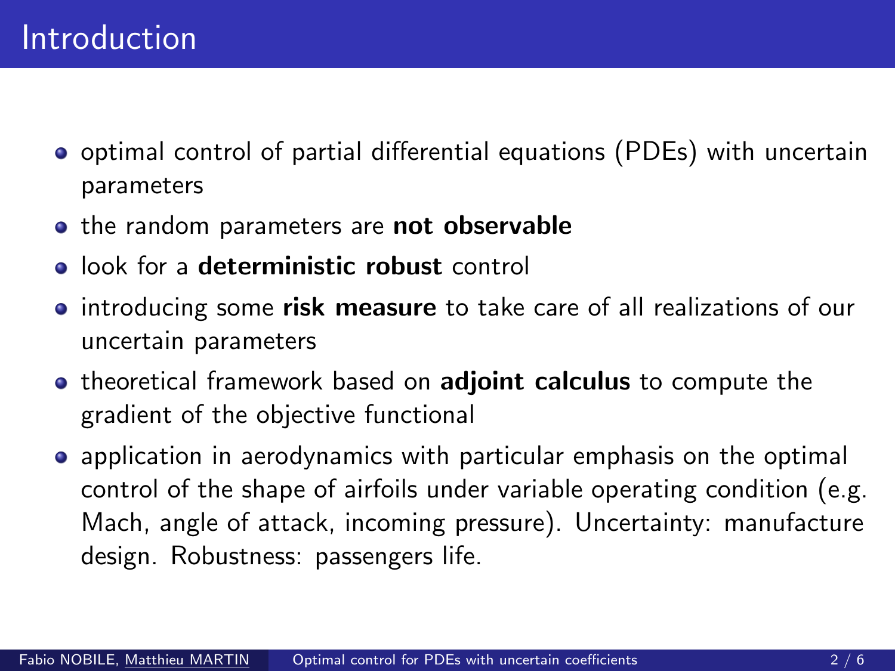# Introduction

- optimal control of partial differential equations (PDEs) with uncertain parameters
- the random parameters are **not observable**
- look for a **deterministic robust** control
- introducing some **risk measure** to take care of all realizations of our uncertain parameters
- theoretical framework based on **adjoint calculus** to compute the gradient of the objective functional
- application in aerodynamics with particular emphasis on the optimal control of the shape of airfoils under variable operating condition (e.g. Mach, angle of attack, incoming pressure). Uncertainty: manufacture design. Robustness: passengers life.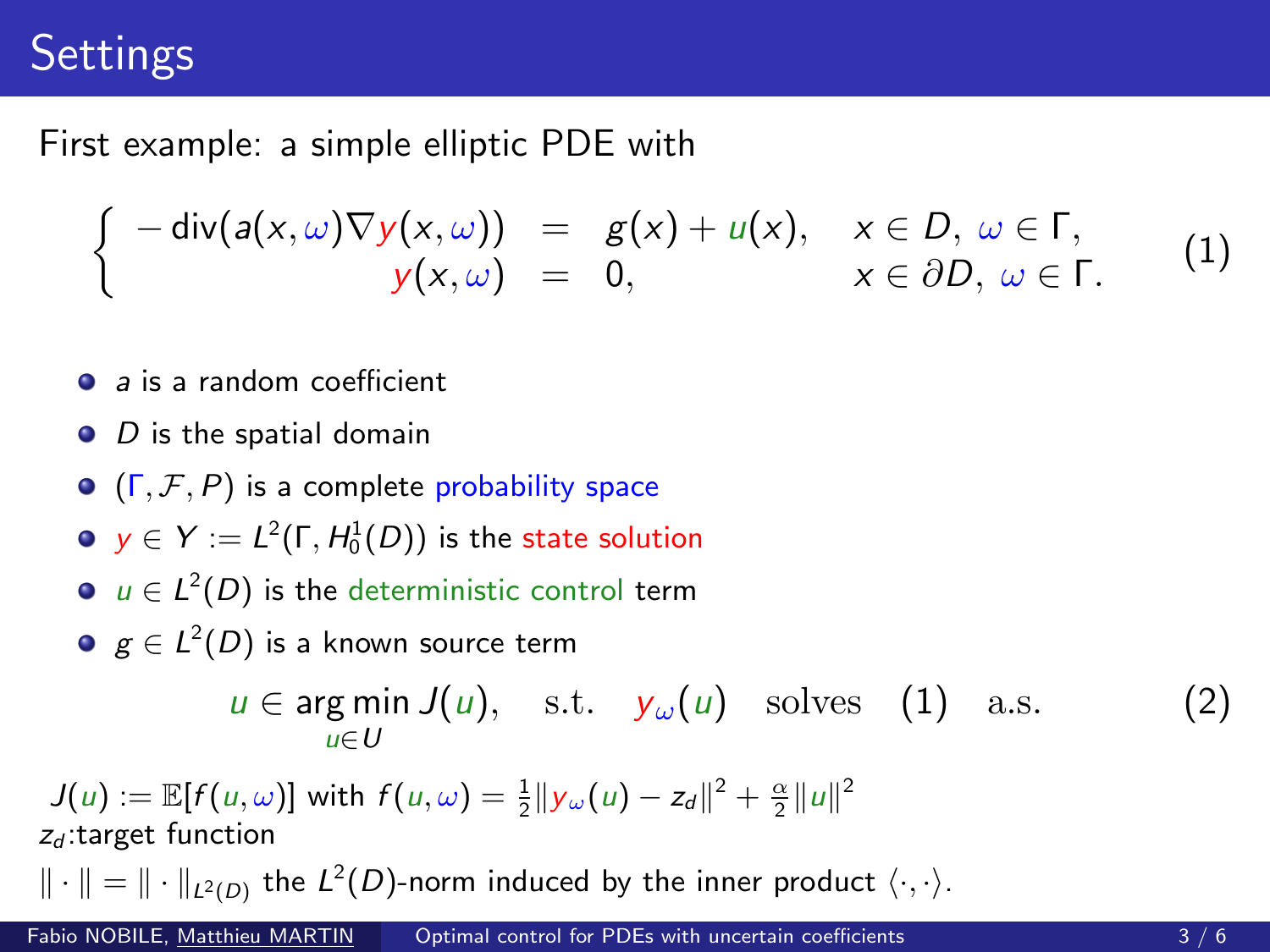# Settings

First example: a simple elliptic PDE with

$$
\begin{cases}
-\mathrm{div}(a(x,\omega)\nabla y(x,\omega)) = g(x) + u(x), & x \in D,\ \omega \in \Gamma, \\
y(x,\omega) = 0, & x \in \partial D,\ \omega \in \Gamma.
\end{cases}
\tag{1}
$$

- $a$ is a random coefficient
- $D$ is the spatial domain
- $(\Gamma, \mathcal{F}, P)$ is a complete probability space
- $y \in Y := L^2(\Gamma, H_0^1(D))$ is the state solution
- $u \in L^2(D)$ is the deterministic control term
- $g \in L^2(D)$ is a known source term

$$
u \in \arg\min_{u \in U} J(u), \quad \text{s.t.} \quad y_\omega(u) \quad \text{solves} \quad (1) \quad \text{a.s.} \tag{2}
$$

$J(u) := \mathbb{E}[f(u,\omega)]$ with $f(u,\omega) = \frac{1}{2}\|y_\omega(u) - z_d\|^2 + \frac{\alpha}{2}\|u\|^2$

$z_d$:target function

$\|\cdot\| = \|\cdot\|_{L^2(D)}$ the $L^2(D)$-norm induced by the inner product $\langle \cdot, \cdot \rangle$.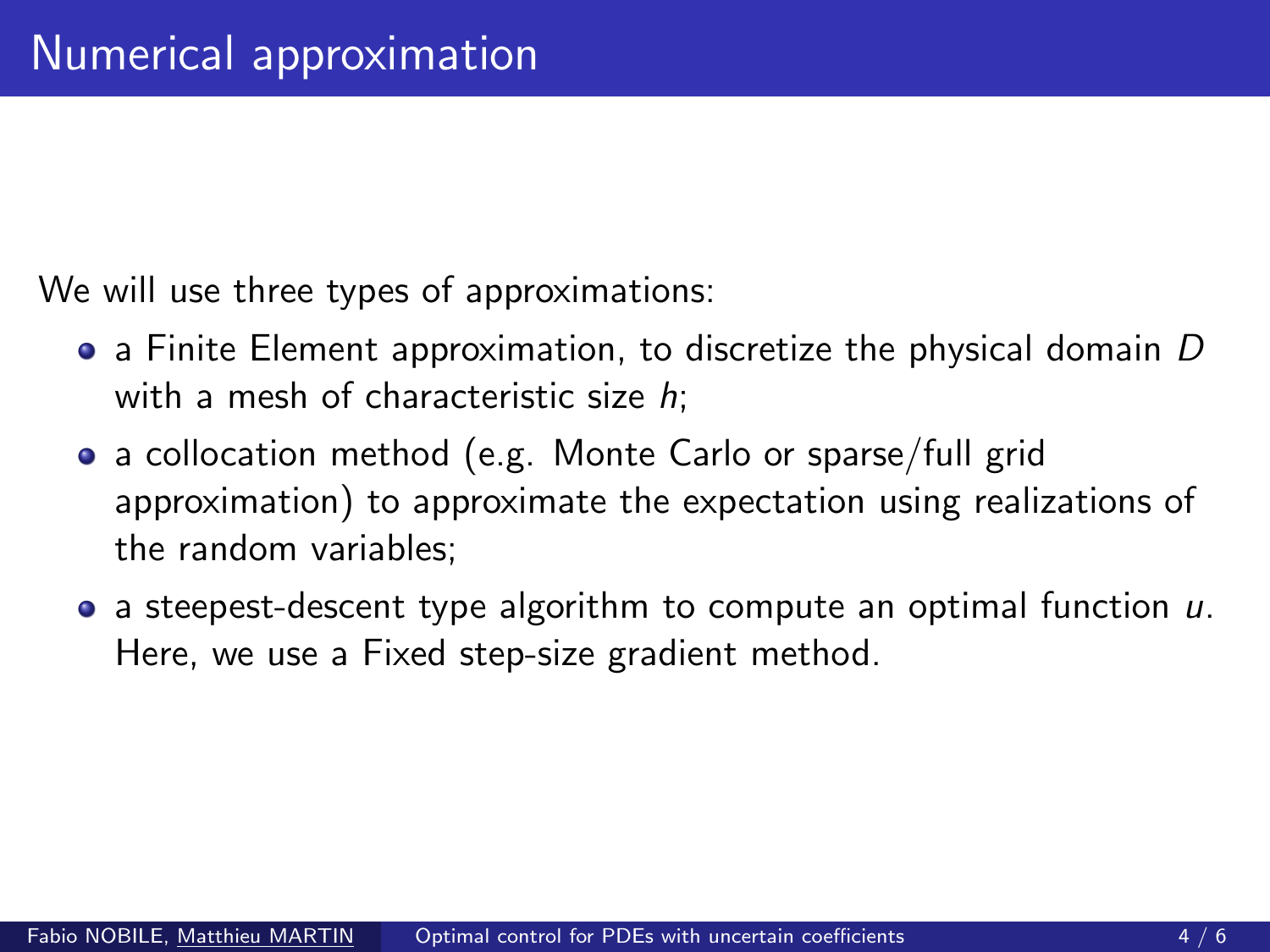# Numerical approximation

We will use three types of approximations:

- a Finite Element approximation, to discretize the physical domain $D$ with a mesh of characteristic size $h$;
- a collocation method (e.g. Monte Carlo or sparse/full grid approximation) to approximate the expectation using realizations of the random variables;
- a steepest-descent type algorithm to compute an optimal function $u$. Here, we use a Fixed step-size gradient method.